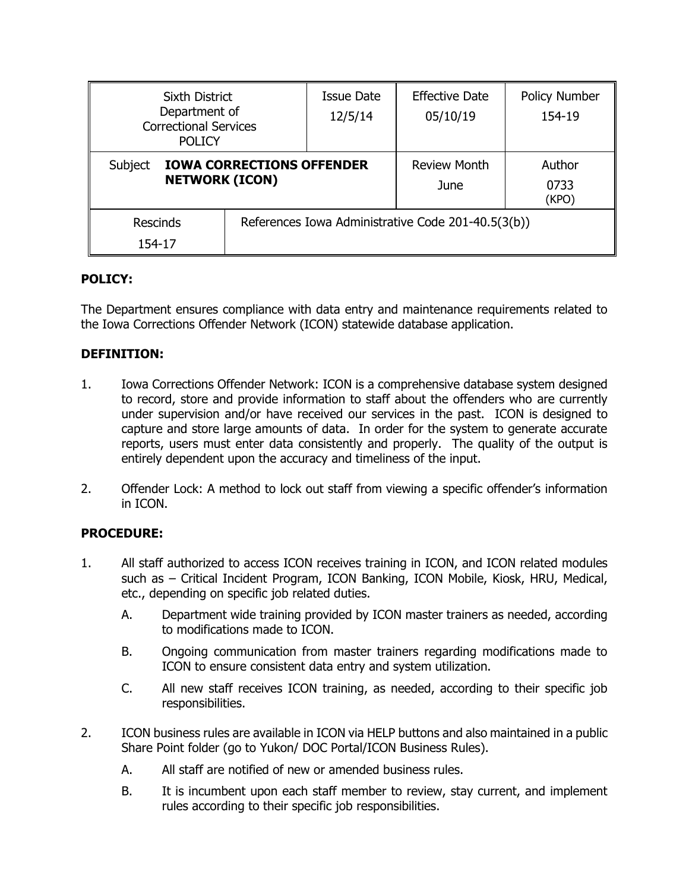| Sixth District Department of Correctional Services POLICY | | Issue Date 12/5/14 | Effective Date 05/10/19 | Policy Number 154-19 |
|---|---|---|---|---|
| Subject **IOWA CORRECTIONS OFFENDER NETWORK (ICON)** | | | Review Month June | Author 0733 (KPO) |
| Rescinds 154-17 | References Iowa Administrative Code 201-40.5(3(b)) | | | |

**POLICY:**

The Department ensures compliance with data entry and maintenance requirements related to the Iowa Corrections Offender Network (ICON) statewide database application.

**DEFINITION:**

1. Iowa Corrections Offender Network: ICON is a comprehensive database system designed to record, store and provide information to staff about the offenders who are currently under supervision and/or have received our services in the past. ICON is designed to capture and store large amounts of data. In order for the system to generate accurate reports, users must enter data consistently and properly. The quality of the output is entirely dependent upon the accuracy and timeliness of the input.

2. Offender Lock: A method to lock out staff from viewing a specific offender's information in ICON.

**PROCEDURE:**

1. All staff authorized to access ICON receives training in ICON, and ICON related modules such as – Critical Incident Program, ICON Banking, ICON Mobile, Kiosk, HRU, Medical, etc., depending on specific job related duties.

   A. Department wide training provided by ICON master trainers as needed, according to modifications made to ICON.

   B. Ongoing communication from master trainers regarding modifications made to ICON to ensure consistent data entry and system utilization.

   C. All new staff receives ICON training, as needed, according to their specific job responsibilities.

2. ICON business rules are available in ICON via HELP buttons and also maintained in a public Share Point folder (go to Yukon/ DOC Portal/ICON Business Rules).

   A. All staff are notified of new or amended business rules.

   B. It is incumbent upon each staff member to review, stay current, and implement rules according to their specific job responsibilities.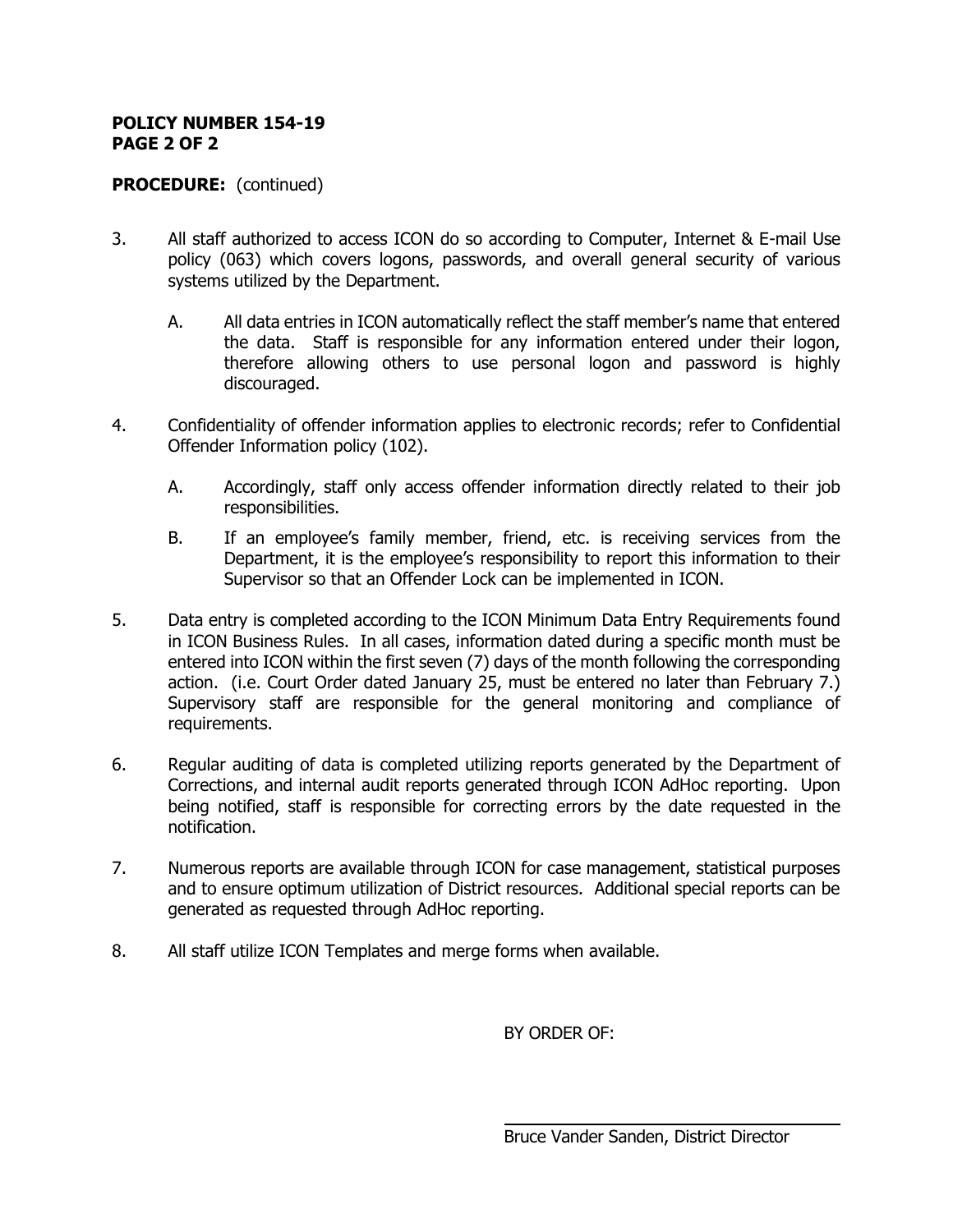**POLICY NUMBER 154-19**

**PROCEDURE:** (continued)

3. All staff authorized to access ICON do so according to Computer, Internet & E-mail Use policy (063) which covers logons, passwords, and overall general security of various systems utilized by the Department.

   A. All data entries in ICON automatically reflect the staff member's name that entered the data. Staff is responsible for any information entered under their logon, therefore allowing others to use personal logon and password is highly discouraged.

4. Confidentiality of offender information applies to electronic records; refer to Confidential Offender Information policy (102).

   A. Accordingly, staff only access offender information directly related to their job responsibilities.

   B. If an employee's family member, friend, etc. is receiving services from the Department, it is the employee's responsibility to report this information to their Supervisor so that an Offender Lock can be implemented in ICON.

5. Data entry is completed according to the ICON Minimum Data Entry Requirements found in ICON Business Rules. In all cases, information dated during a specific month must be entered into ICON within the first seven (7) days of the month following the corresponding action. (i.e. Court Order dated January 25, must be entered no later than February 7.) Supervisory staff are responsible for the general monitoring and compliance of requirements.

6. Regular auditing of data is completed utilizing reports generated by the Department of Corrections, and internal audit reports generated through ICON AdHoc reporting. Upon being notified, staff is responsible for correcting errors by the date requested in the notification.

7. Numerous reports are available through ICON for case management, statistical purposes and to ensure optimum utilization of District resources. Additional special reports can be generated as requested through AdHoc reporting.

8. All staff utilize ICON Templates and merge forms when available.

BY ORDER OF:

Bruce Vander Sanden, District Director